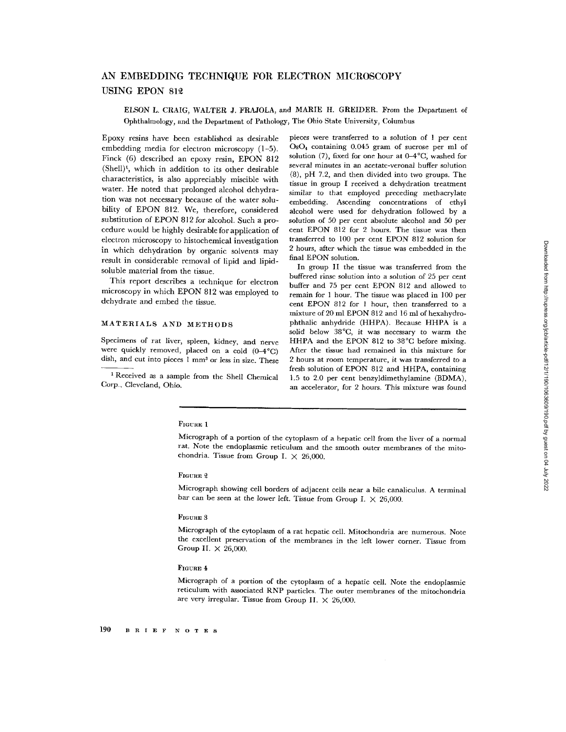# AN EMBEDDING TECHNIQUE FOR ELECTRON MICROSCOPY USING EPON 812

ELSON L. CRAIG, WALTER J. FRAJOLA, and MARIE H. GREIDER. From the Department of Ophthalmology, and the Department of Pathology, The Ohio State University, Columbus

Epoxy resins have been established as desirable embedding media for electron microscopy (1–5). Finck (6) described an epoxy resin, EPON 812 (Shell)[1], which in addition to its other desirable characteristics, is also appreciably miscible with water. He noted that prolonged alcohol dehydration was not necessary because of the water solubility of EPON 812. We, therefore, considered substitution of EPON 812 for alcohol. Such a procedure would be highly desirable for application of electron microscopy to histochemical investigation in which dehydration by organic solvents may result in considerable removal of lipid and lipid-soluble material from the tissue.

This report describes a technique for electron microscopy in which EPON 812 was employed to dehydrate and embed the tissue.

## MATERIALS AND METHODS

Specimens of rat liver, spleen, kidney, and nerve were quickly removed, placed on a cold (0–4°C) dish, and cut into pieces 1 mm³ or less in size. These pieces were transferred to a solution of 1 per cent $OsO_4$ containing 0.045 gram of sucrose per ml of solution (7), fixed for one hour at 0–4°C, washed for several minutes in an acetate-veronal buffer solution (8), pH 7.2, and then divided into two groups. The tissue in group I received a dehydration treatment similar to that employed preceding methacrylate embedding. Ascending concentrations of ethyl alcohol were used for dehydration followed by a solution of 50 per cent absolute alcohol and 50 per cent EPON 812 for 2 hours. The tissue was then transferred to 100 per cent EPON 812 solution for 2 hours, after which the tissue was embedded in the final EPON solution.

In group II the tissue was transferred from the buffered rinse solution into a solution of 25 per cent buffer and 75 per cent EPON 812 and allowed to remain for 1 hour. The tissue was placed in 100 per cent EPON 812 for 1 hour, then transferred to a mixture of 20 ml EPON 812 and 16 ml of hexahydrophthalic anhydride (HHPA). Because HHPA is a solid below 38°C, it was necessary to warm the HHPA and the EPON 812 to 38°C before mixing. After the tissue had remained in this mixture for 2 hours at room temperature, it was transferred to a fresh solution of EPON 812 and HHPA, containing 1.5 to 2.0 per cent benzyldimethylamine (BDMA), an accelerator, for 2 hours. This mixture was found

[1] Received as a sample from the Shell Chemical Corp., Cleveland, Ohio.

FIGURE 1

Micrograph of a portion of the cytoplasm of a hepatic cell from the liver of a normal rat. Note the endoplasmic reticulum and the smooth outer membranes of the mitochondria. Tissue from Group I. × 26,000.

FIGURE 2

Micrograph showing cell borders of adjacent cells near a bile canaliculus. A terminal bar can be seen at the lower left. Tissue from Group I. × 26,000.

FIGURE 3

Micrograph of the cytoplasm of a rat hepatic cell. Mitochondria are numerous. Note the excellent preservation of the membranes in the left lower corner. Tissue from Group II. × 26,000.

FIGURE 4

Micrograph of a portion of the cytoplasm of a hepatic cell. Note the endoplasmic reticulum with associated RNP particles. The outer membranes of the mitochondria are very irregular. Tissue from Group II. × 26,000.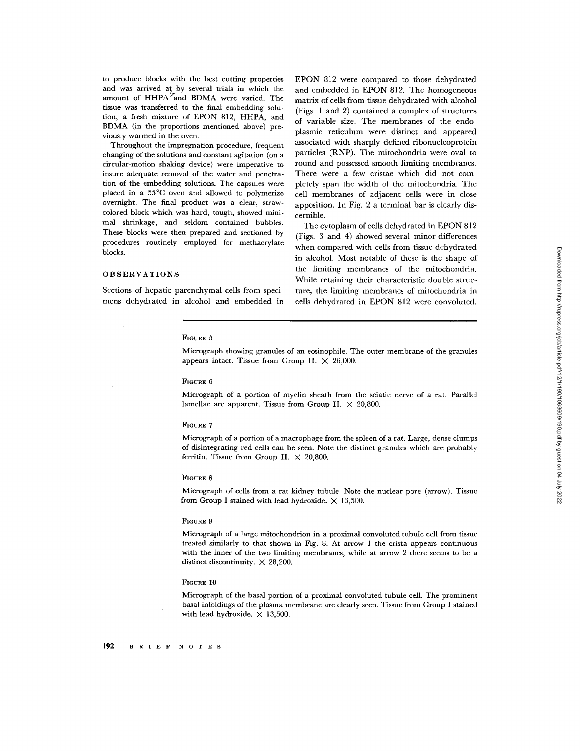to produce blocks with the best cutting properties and was arrived at by several trials in which the amount of HHPA and BDMA were varied. The tissue was transferred to the final embedding solution, a fresh mixture of EPON 812, HHPA, and BDMA (in the proportions mentioned above) previously warmed in the oven.

Throughout the impregnation procedure, frequent changing of the solutions and constant agitation (on a circular-motion shaking device) were imperative to insure adequate removal of the water and penetration of the embedding solutions. The capsules were placed in a 55°C oven and allowed to polymerize overnight. The final product was a clear, straw-colored block which was hard, tough, showed minimal shrinkage, and seldom contained bubbles. These blocks were then prepared and sectioned by procedures routinely employed for methacrylate blocks.

## OBSERVATIONS

Sections of hepatic parenchymal cells from specimens dehydrated in alcohol and embedded in EPON 812 were compared to those dehydrated and embedded in EPON 812. The homogeneous matrix of cells from tissue dehydrated with alcohol (Figs. 1 and 2) contained a complex of structures of variable size. The membranes of the endoplasmic reticulum were distinct and appeared associated with sharply defined ribonucleoprotein particles (RNP). The mitochondria were oval to round and possessed smooth limiting membranes. There were a few cristae which did not completely span the width of the mitochondria. The cell membranes of adjacent cells were in close apposition. In Fig. 2 a terminal bar is clearly discernible.

The cytoplasm of cells dehydrated in EPON 812 (Figs. 3 and 4) showed several minor differences when compared with cells from tissue dehydrated in alcohol. Most notable of these is the shape of the limiting membranes of the mitochondria. While retaining their characteristic double structure, the limiting membranes of mitochondria in cells dehydrated in EPON 812 were convoluted.

FIGURE 5

Micrograph showing granules of an eosinophile. The outer membrane of the granules appears intact. Tissue from Group II. × 26,000.

FIGURE 6

Micrograph of a portion of myelin sheath from the sciatic nerve of a rat. Parallel lamellae are apparent. Tissue from Group II. × 20,800.

FIGURE 7

Micrograph of a portion of a macrophage from the spleen of a rat. Large, dense clumps of disintegrating red cells can be seen. Note the distinct granules which are probably ferritin. Tissue from Group II. × 20,800.

FIGURE 8

Micrograph of cells from a rat kidney tubule. Note the nuclear pore (arrow). Tissue from Group I stained with lead hydroxide. × 13,500.

FIGURE 9

Micrograph of a large mitochondrion in a proximal convoluted tubule cell from tissue treated similarly to that shown in Fig. 8. At arrow 1 the crista appears continuous with the inner of the two limiting membranes, while at arrow 2 there seems to be a distinct discontinuity. × 28,200.

FIGURE 10

Micrograph of the basal portion of a proximal convoluted tubule cell. The prominent basal infoldings of the plasma membrane are clearly seen. Tissue from Group I stained with lead hydroxide. × 13,500.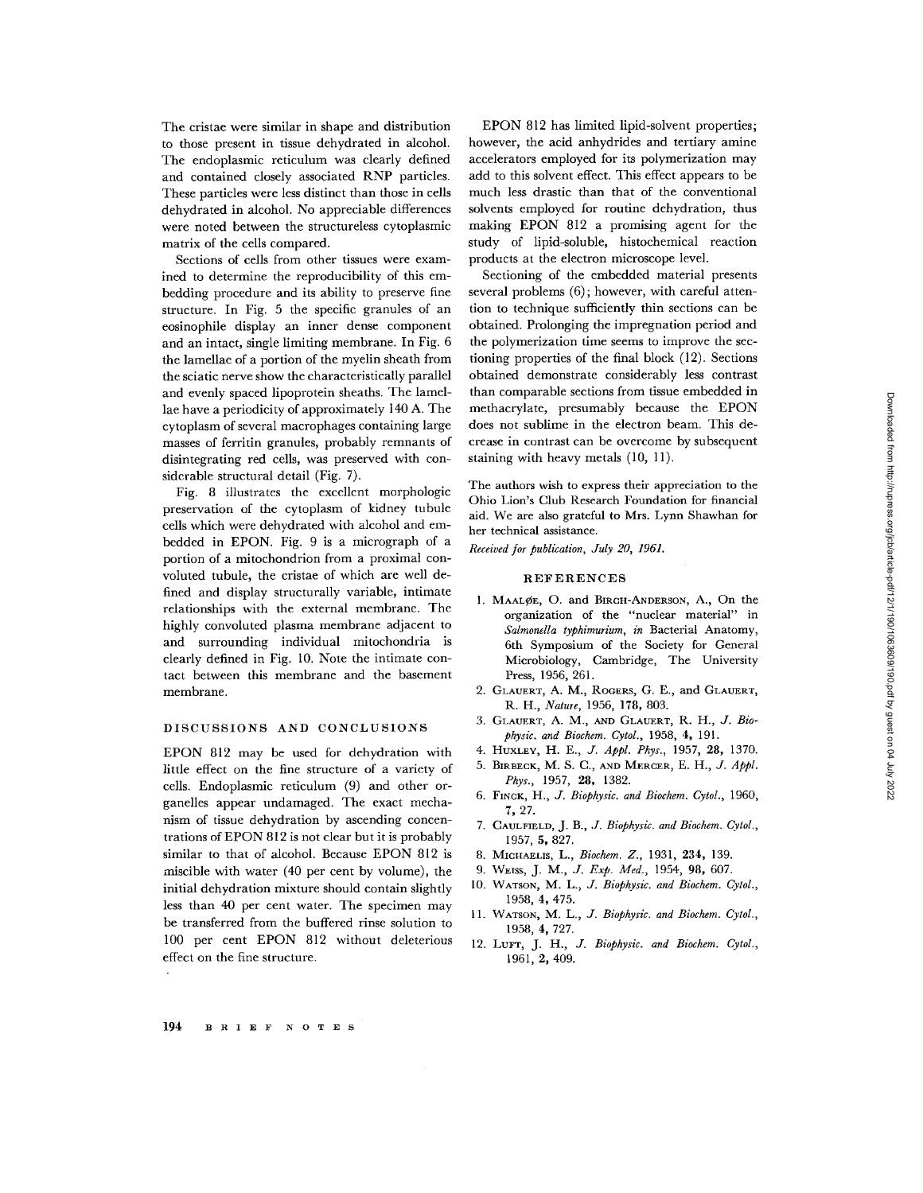The cristae were similar in shape and distribution to those present in tissue dehydrated in alcohol. The endoplasmic reticulum was clearly defined and contained closely associated RNP particles. These particles were less distinct than those in cells dehydrated in alcohol. No appreciable differences were noted between the structureless cytoplasmic matrix of the cells compared.

Sections of cells from other tissues were examined to determine the reproducibility of this embedding procedure and its ability to preserve fine structure. In Fig. 5 the specific granules of an eosinophile display an inner dense component and an intact, single limiting membrane. In Fig. 6 the lamellae of a portion of the myelin sheath from the sciatic nerve show the characteristically parallel and evenly spaced lipoprotein sheaths. The lamellae have a periodicity of approximately 140 A. The cytoplasm of several macrophages containing large masses of ferritin granules, probably remnants of disintegrating red cells, was preserved with considerable structural detail (Fig. 7).

Fig. 8 illustrates the excellent morphologic preservation of the cytoplasm of kidney tubule cells which were dehydrated with alcohol and embedded in EPON. Fig. 9 is a micrograph of a portion of a mitochondrion from a proximal convoluted tubule, the cristae of which are well defined and display structurally variable, intimate relationships with the external membrane. The highly convoluted plasma membrane adjacent to and surrounding individual mitochondria is clearly defined in Fig. 10. Note the intimate contact between this membrane and the basement membrane.

## DISCUSSIONS AND CONCLUSIONS

EPON 812 may be used for dehydration with little effect on the fine structure of a variety of cells. Endoplasmic reticulum (9) and other organelles appear undamaged. The exact mechanism of tissue dehydration by ascending concentrations of EPON 812 is not clear but it is probably similar to that of alcohol. Because EPON 812 is miscible with water (40 per cent by volume), the initial dehydration mixture should contain slightly less than 40 per cent water. The specimen may be transferred from the buffered rinse solution to 100 per cent EPON 812 without deleterious effect on the fine structure.

EPON 812 has limited lipid-solvent properties; however, the acid anhydrides and tertiary amine accelerators employed for its polymerization may add to this solvent effect. This effect appears to be much less drastic than that of the conventional solvents employed for routine dehydration, thus making EPON 812 a promising agent for the study of lipid-soluble, histochemical reaction products at the electron microscope level.

Sectioning of the embedded material presents several problems (6); however, with careful attention to technique sufficiently thin sections can be obtained. Prolonging the impregnation period and the polymerization time seems to improve the sectioning properties of the final block (12). Sections obtained demonstrate considerably less contrast than comparable sections from tissue embedded in methacrylate, presumably because the EPON does not sublime in the electron beam. This decrease in contrast can be overcome by subsequent staining with heavy metals (10, 11).

The authors wish to express their appreciation to the Ohio Lion's Club Research Foundation for financial aid. We are also grateful to Mrs. Lynn Shawhan for her technical assistance.

*Received for publication, July 20, 1961.*

## REFERENCES

1. MAALØE, O. and BIRCH-ANDERSON, A., On the organization of the "nuclear material" in *Salmonella typhimurium*, *in* Bacterial Anatomy, 6th Symposium of the Society for General Microbiology, Cambridge, The University Press, 1956, 261.
2. GLAUERT, A. M., ROGERS, G. E., and GLAUERT, R. H., *Nature*, 1956, **178**, 803.
3. GLAUERT, A. M., AND GLAUERT, R. H., *J. Biophysic. and Biochem. Cytol.*, 1958, **4**, 191.
4. HUXLEY, H. E., *J. Appl. Phys.*, 1957, **28**, 1370.
5. BIRBECK, M. S. C., AND MERCER, E. H., *J. Appl. Phys.*, 1957, **28**, 1382.
6. FINCK, H., *J. Biophysic. and Biochem. Cytol.*, 1960, **7**, 27.
7. CAULFIELD, J. B., *J. Biophysic. and Biochem. Cytol.*, 1957, **5**, 827.
8. MICHAELIS, L., *Biochem. Z.*, 1931, **234**, 139.
9. WEISS, J. M., *J. Exp. Med.*, 1954, **98**, 607.
10. WATSON, M. L., *J. Biophysic. and Biochem. Cytol.*, 1958, **4**, 475.
11. WATSON, M. L., *J. Biophysic. and Biochem. Cytol.*, 1958, **4**, 727.
12. LUFT, J. H., *J. Biophysic. and Biochem. Cytol.*, 1961, **2**, 409.